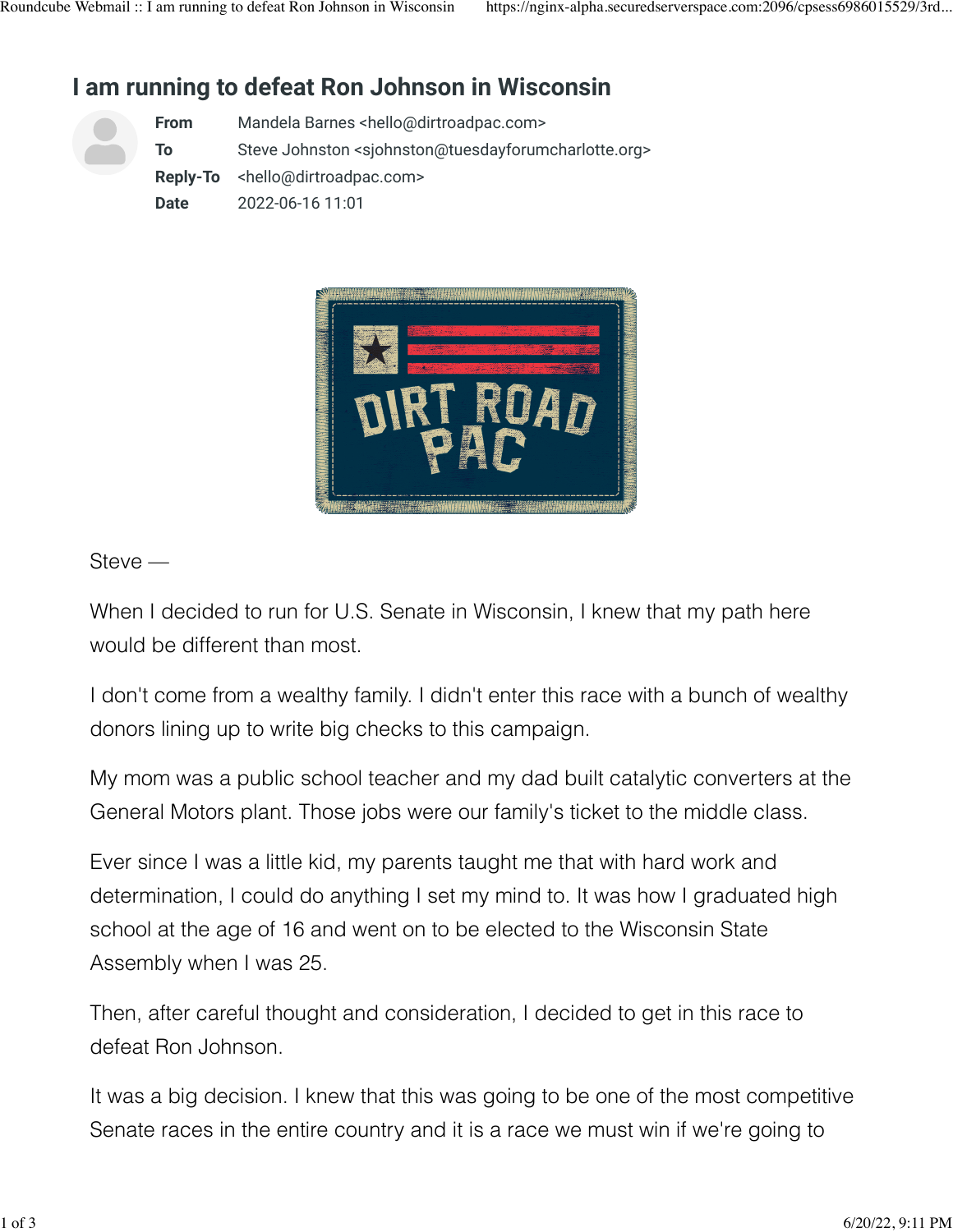# I am running to defeat Ron Johnson in Wisconsin

**From** Mandela Barnes <hello@dirtroadpac.com>
**To** Steve Johnston <sjohnston@tuesdayforumcharlotte.org>
**Reply-To** <hello@dirtroadpac.com>
**Date** 2022-06-16 11:01

Steve —

When I decided to run for U.S. Senate in Wisconsin, I knew that my path here would be different than most.

I don't come from a wealthy family. I didn't enter this race with a bunch of wealthy donors lining up to write big checks to this campaign.

My mom was a public school teacher and my dad built catalytic converters at the General Motors plant. Those jobs were our family's ticket to the middle class.

Ever since I was a little kid, my parents taught me that with hard work and determination, I could do anything I set my mind to. It was how I graduated high school at the age of 16 and went on to be elected to the Wisconsin State Assembly when I was 25.

Then, after careful thought and consideration, I decided to get in this race to defeat Ron Johnson.

It was a big decision. I knew that this was going to be one of the most competitive Senate races in the entire country and it is a race we must win if we're going to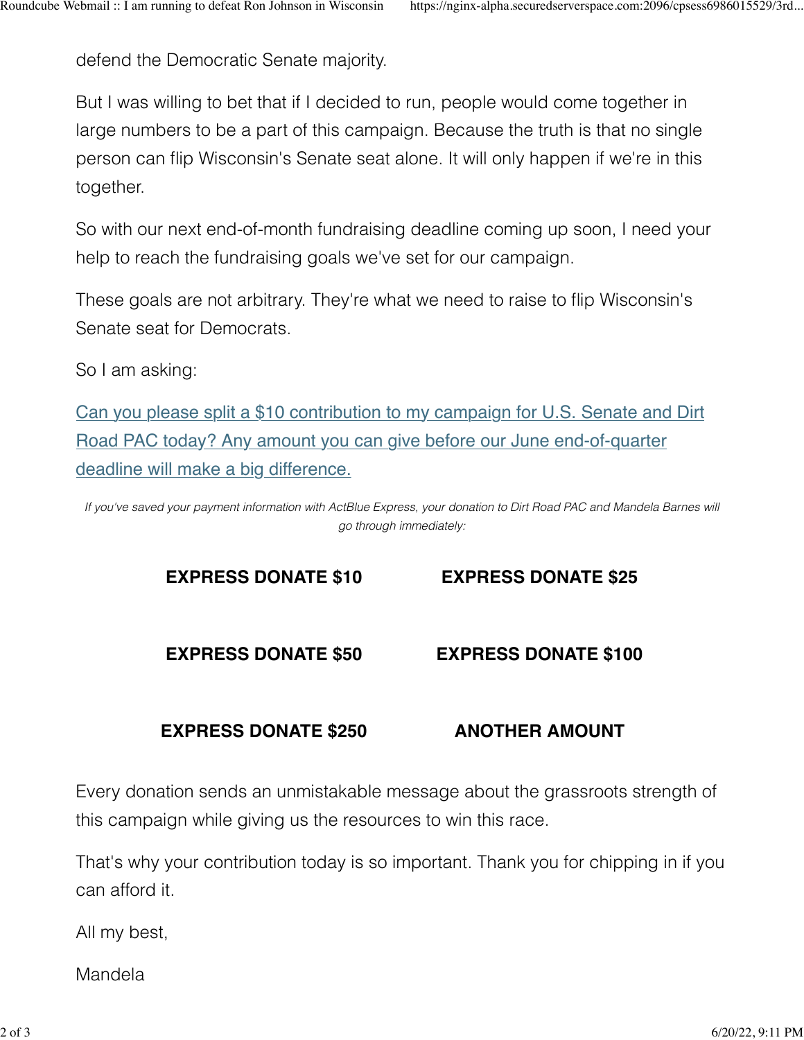defend the Democratic Senate majority.

But I was willing to bet that if I decided to run, people would come together in large numbers to be a part of this campaign. Because the truth is that no single person can flip Wisconsin's Senate seat alone. It will only happen if we're in this together.

So with our next end-of-month fundraising deadline coming up soon, I need your help to reach the fundraising goals we've set for our campaign.

These goals are not arbitrary. They're what we need to raise to flip Wisconsin's Senate seat for Democrats.

So I am asking:

Can you please split a $10 contribution to my campaign for U.S. Senate and Dirt Road PAC today? Any amount you can give before our June end-of-quarter deadline will make a big difference.

*If you've saved your payment information with ActBlue Express, your donation to Dirt Road PAC and Mandela Barnes will go through immediately:*

**EXPRESS DONATE $10** | **EXPRESS DONATE $25**

**EXPRESS DONATE $50** | **EXPRESS DONATE $100**

**EXPRESS DONATE $250** | **ANOTHER AMOUNT**

Every donation sends an unmistakable message about the grassroots strength of this campaign while giving us the resources to win this race.

That's why your contribution today is so important. Thank you for chipping in if you can afford it.

All my best,

Mandela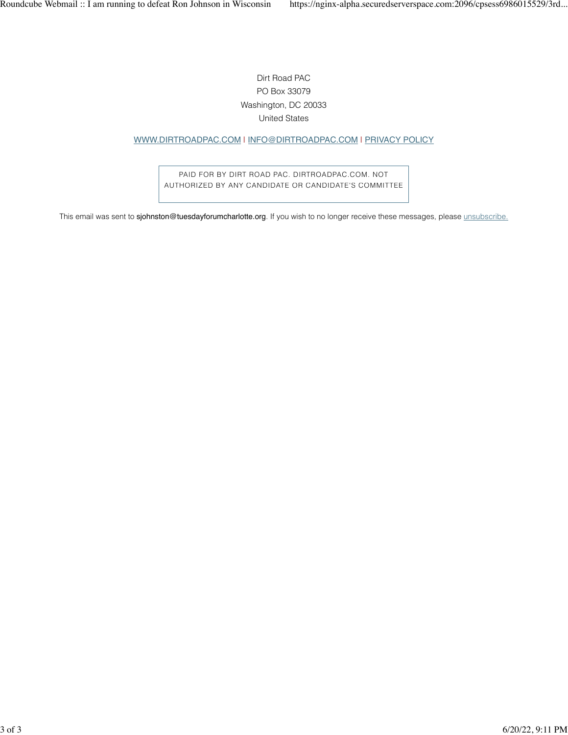Dirt Road PAC
PO Box 33079
Washington, DC 20033
United States

WWW.DIRTROADPAC.COM | INFO@DIRTROADPAC.COM | PRIVACY POLICY

PAID FOR BY DIRT ROAD PAC. DIRTROADPAC.COM. NOT AUTHORIZED BY ANY CANDIDATE OR CANDIDATE'S COMMITTEE

This email was sent to sjohnston@tuesdayforumcharlotte.org. If you wish to no longer receive these messages, please unsubscribe.